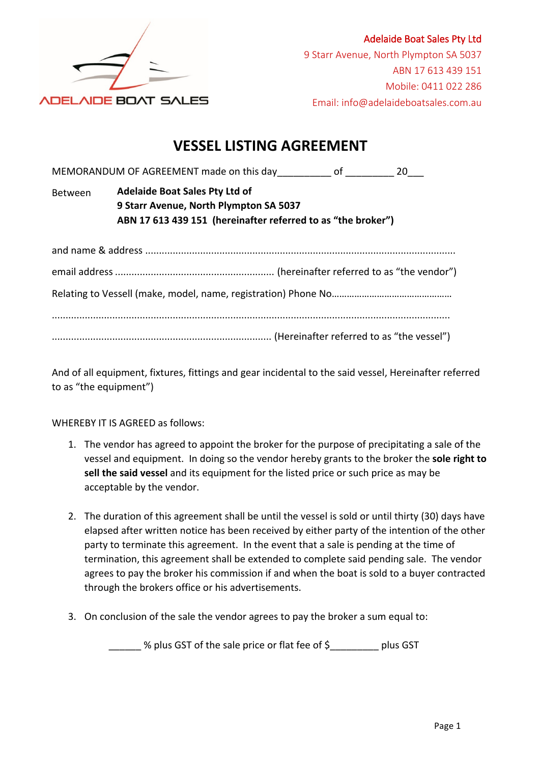ADELAIDE BOAT SALES

Adelaide Boat Sales Pty Ltd
9 Starr Avenue, North Plympton SA 5037
ABN 17 613 439 151
Mobile: 0411 022 286
Email: info@adelaideboatsales.com.au

# VESSEL LISTING AGREEMENT

MEMORANDUM OF AGREEMENT made on this day__________ of _________ 20___

Between **Adelaide Boat Sales Pty Ltd of**
**9 Starr Avenue, North Plympton SA 5037**
**ABN 17 613 439 151 (hereinafter referred to as "the broker")**

and name & address ..................................................................................................................

email address ......................................................... (hereinafter referred to as "the vendor")

Relating to Vessell (make, model, name, registration) Phone No.............................................

...................................................................................................................................................

............................................................................... (Hereinafter referred to as "the vessel")

And of all equipment, fixtures, fittings and gear incidental to the said vessel, Hereinafter referred to as "the equipment")

WHEREBY IT IS AGREED as follows:

1. The vendor has agreed to appoint the broker for the purpose of precipitating a sale of the vessel and equipment. In doing so the vendor hereby grants to the broker the **sole right to sell the said vessel** and its equipment for the listed price or such price as may be acceptable by the vendor.

2. The duration of this agreement shall be until the vessel is sold or until thirty (30) days have elapsed after written notice has been received by either party of the intention of the other party to terminate this agreement. In the event that a sale is pending at the time of termination, this agreement shall be extended to complete said pending sale. The vendor agrees to pay the broker his commission if and when the boat is sold to a buyer contracted through the brokers office or his advertisements.

3. On conclusion of the sale the vendor agrees to pay the broker a sum equal to:

   ______ % plus GST of the sale price or flat fee of $_________ plus GST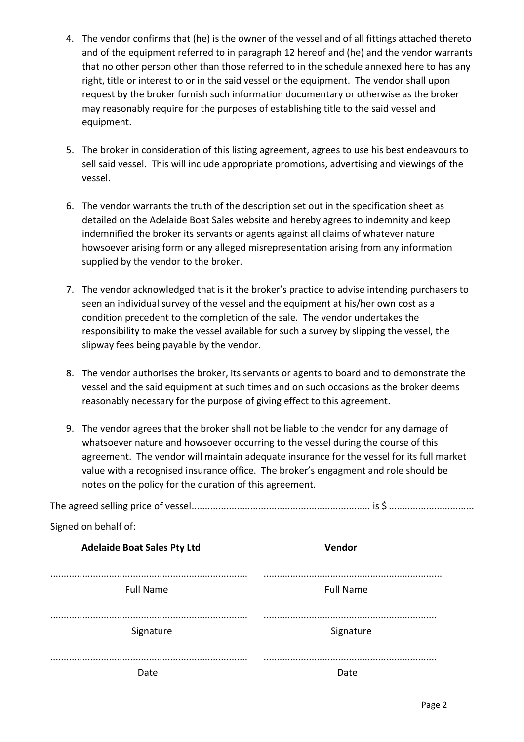4. The vendor confirms that (he) is the owner of the vessel and of all fittings attached thereto and of the equipment referred to in paragraph 12 hereof and (he) and the vendor warrants that no other person other than those referred to in the schedule annexed here to has any right, title or interest to or in the said vessel or the equipment. The vendor shall upon request by the broker furnish such information documentary or otherwise as the broker may reasonably require for the purposes of establishing title to the said vessel and equipment.

5. The broker in consideration of this listing agreement, agrees to use his best endeavours to sell said vessel. This will include appropriate promotions, advertising and viewings of the vessel.

6. The vendor warrants the truth of the description set out in the specification sheet as detailed on the Adelaide Boat Sales website and hereby agrees to indemnity and keep indemnified the broker its servants or agents against all claims of whatever nature howsoever arising form or any alleged misrepresentation arising from any information supplied by the vendor to the broker.

7. The vendor acknowledged that is it the broker's practice to advise intending purchasers to seen an individual survey of the vessel and the equipment at his/her own cost as a condition precedent to the completion of the sale. The vendor undertakes the responsibility to make the vessel available for such a survey by slipping the vessel, the slipway fees being payable by the vendor.

8. The vendor authorises the broker, its servants or agents to board and to demonstrate the vessel and the said equipment at such times and on such occasions as the broker deems reasonably necessary for the purpose of giving effect to this agreement.

9. The vendor agrees that the broker shall not be liable to the vendor for any damage of whatsoever nature and howsoever occurring to the vessel during the course of this agreement. The vendor will maintain adequate insurance for the vessel for its full market value with a recognised insurance office. The broker's engagment and role should be notes on the policy for the duration of this agreement.

The agreed selling price of vessel.................................................................. is $ ...............................

Signed on behalf of:

| **Adelaide Boat Sales Pty Ltd** | **Vendor** |
|---|---|
| ......................................................................... | ................................................................. |
| Full Name | Full Name |
| ......................................................................... | ................................................................ |
| Signature | Signature |
| ......................................................................... | ................................................................ |
| Date | Date |